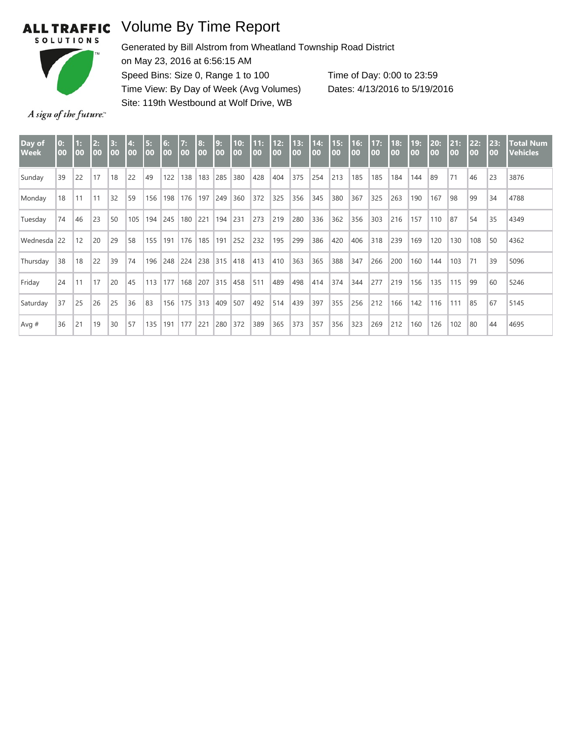ALL TRAFFIC SOLUTIONS

*A sign of the future.*

# Volume By Time Report

Generated by Bill Alstrom from Wheatland Township Road District
on May 23, 2016 at 6:56:15 AM
Speed Bins: Size 0, Range 1 to 100
Time View: By Day of Week (Avg Volumes)
Site: 119th Westbound at Wolf Drive, WB

Time of Day: 0:00 to 23:59
Dates: 4/13/2016 to 5/19/2016

| Day of Week | 0:00 | 1:00 | 2:00 | 3:00 | 4:00 | 5:00 | 6:00 | 7:00 | 8:00 | 9:00 | 10:00 | 11:00 | 12:00 | 13:00 | 14:00 | 15:00 | 16:00 | 17:00 | 18:00 | 19:00 | 20:00 | 21:00 | 22:00 | 23:00 | Total Num Vehicles |
|---|---|---|---|---|---|---|---|---|---|---|---|---|---|---|---|---|---|---|---|---|---|---|---|---|---|
| Sunday | 39 | 22 | 17 | 18 | 22 | 49 | 122 | 138 | 183 | 285 | 380 | 428 | 404 | 375 | 254 | 213 | 185 | 185 | 184 | 144 | 89 | 71 | 46 | 23 | 3876 |
| Monday | 18 | 11 | 11 | 32 | 59 | 156 | 198 | 176 | 197 | 249 | 360 | 372 | 325 | 356 | 345 | 380 | 367 | 325 | 263 | 190 | 167 | 98 | 99 | 34 | 4788 |
| Tuesday | 74 | 46 | 23 | 50 | 105 | 194 | 245 | 180 | 221 | 194 | 231 | 273 | 219 | 280 | 336 | 362 | 356 | 303 | 216 | 157 | 110 | 87 | 54 | 35 | 4349 |
| Wednesda | 22 | 12 | 20 | 29 | 58 | 155 | 191 | 176 | 185 | 191 | 252 | 232 | 195 | 299 | 386 | 420 | 406 | 318 | 239 | 169 | 120 | 130 | 108 | 50 | 4362 |
| Thursday | 38 | 18 | 22 | 39 | 74 | 196 | 248 | 224 | 238 | 315 | 418 | 413 | 410 | 363 | 365 | 388 | 347 | 266 | 200 | 160 | 144 | 103 | 71 | 39 | 5096 |
| Friday | 24 | 11 | 17 | 20 | 45 | 113 | 177 | 168 | 207 | 315 | 458 | 511 | 489 | 498 | 414 | 374 | 344 | 277 | 219 | 156 | 135 | 115 | 99 | 60 | 5246 |
| Saturday | 37 | 25 | 26 | 25 | 36 | 83 | 156 | 175 | 313 | 409 | 507 | 492 | 514 | 439 | 397 | 355 | 256 | 212 | 166 | 142 | 116 | 111 | 85 | 67 | 5145 |
| Avg # | 36 | 21 | 19 | 30 | 57 | 135 | 191 | 177 | 221 | 280 | 372 | 389 | 365 | 373 | 357 | 356 | 323 | 269 | 212 | 160 | 126 | 102 | 80 | 44 | 4695 |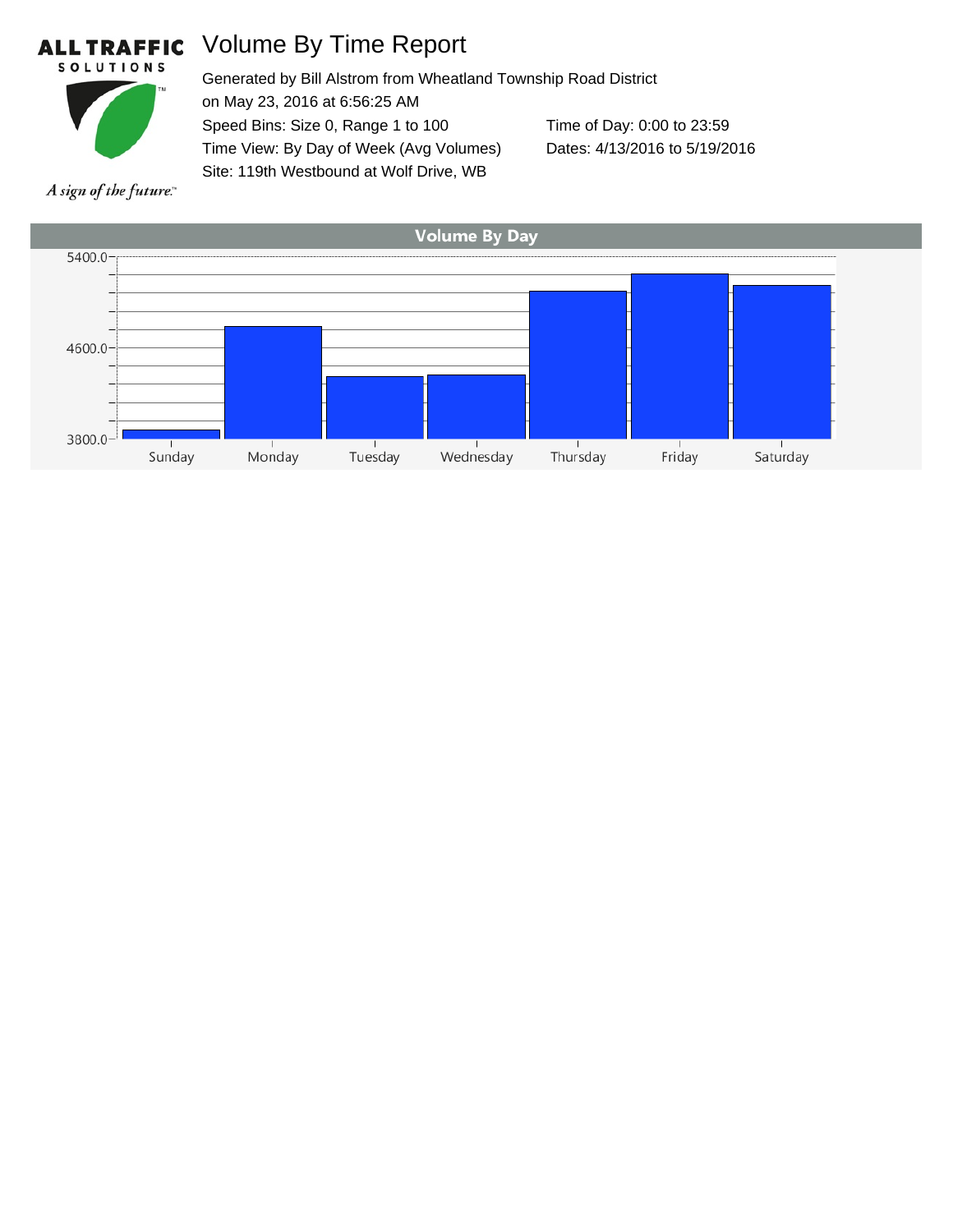ALL TRAFFIC SOLUTIONS

*A sign of the future.*

# Volume By Time Report

Generated by Bill Alstrom from Wheatland Township Road District
on May 23, 2016 at 6:56:25 AM

Speed Bins: Size 0, Range 1 to 100

Time View: By Day of Week (Avg Volumes)

Site: 119th Westbound at Wolf Drive, WB

Time of Day: 0:00 to 23:59

Dates: 4/13/2016 to 5/19/2016

## Volume By Day

5400.0
4600.0
3800.0

Sunday
Monday
Tuesday
Wednesday
Thursday
Friday
Saturday